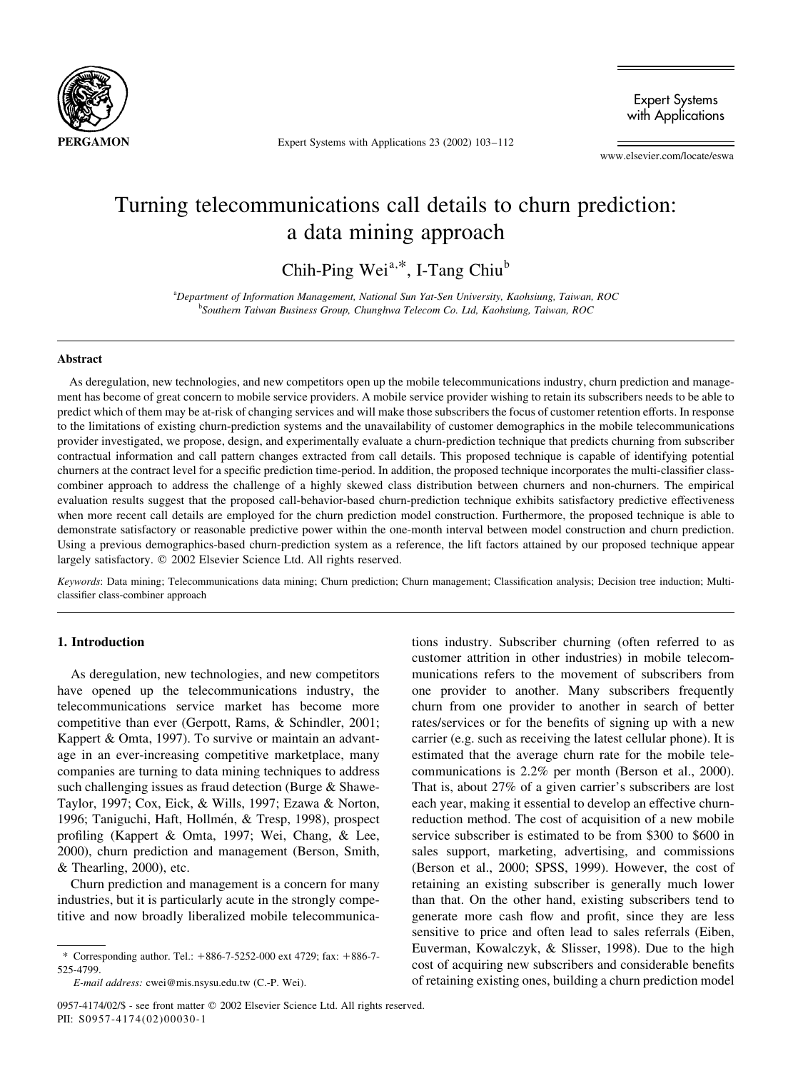# Turning telecommunications call details to churn prediction: a data mining approach

Chih-Ping Wei[a,*], I-Tang Chiu[b]

[a]*Department of Information Management, National Sun Yat-Sen University, Kaohsiung, Taiwan, ROC*
[b]*Southern Taiwan Business Group, Chunghwa Telecom Co. Ltd, Kaohsiung, Taiwan, ROC*

## Abstract

As deregulation, new technologies, and new competitors open up the mobile telecommunications industry, churn prediction and management has become of great concern to mobile service providers. A mobile service provider wishing to retain its subscribers needs to be able to predict which of them may be at-risk of changing services and will make those subscribers the focus of customer retention efforts. In response to the limitations of existing churn-prediction systems and the unavailability of customer demographics in the mobile telecommunications provider investigated, we propose, design, and experimentally evaluate a churn-prediction technique that predicts churning from subscriber contractual information and call pattern changes extracted from call details. This proposed technique is capable of identifying potential churners at the contract level for a specific prediction time-period. In addition, the proposed technique incorporates the multi-classifier class-combiner approach to address the challenge of a highly skewed class distribution between churners and non-churners. The empirical evaluation results suggest that the proposed call-behavior-based churn-prediction technique exhibits satisfactory predictive effectiveness when more recent call details are employed for the churn prediction model construction. Furthermore, the proposed technique is able to demonstrate satisfactory or reasonable predictive power within the one-month interval between model construction and churn prediction. Using a previous demographics-based churn-prediction system as a reference, the lift factors attained by our proposed technique appear largely satisfactory. © 2002 Elsevier Science Ltd. All rights reserved.

*Keywords*: Data mining; Telecommunications data mining; Churn prediction; Churn management; Classification analysis; Decision tree induction; Multi-classifier class-combiner approach

## 1. Introduction

As deregulation, new technologies, and new competitors have opened up the telecommunications industry, the telecommunications service market has become more competitive than ever (Gerpott, Rams, & Schindler, 2001; Kappert & Omta, 1997). To survive or maintain an advantage in an ever-increasing competitive marketplace, many companies are turning to data mining techniques to address such challenging issues as fraud detection (Burge & Shawe-Taylor, 1997; Cox, Eick, & Wills, 1997; Ezawa & Norton, 1996; Taniguchi, Haft, Hollmén, & Tresp, 1998), prospect profiling (Kappert & Omta, 1997; Wei, Chang, & Lee, 2000), churn prediction and management (Berson, Smith, & Thearling, 2000), etc.

Churn prediction and management is a concern for many industries, but it is particularly acute in the strongly competitive and now broadly liberalized mobile telecommunications industry. Subscriber churning (often referred to as customer attrition in other industries) in mobile telecommunications refers to the movement of subscribers from one provider to another. Many subscribers frequently churn from one provider to another in search of better rates/services or for the benefits of signing up with a new carrier (e.g. such as receiving the latest cellular phone). It is estimated that the average churn rate for the mobile telecommunications is 2.2% per month (Berson et al., 2000). That is, about 27% of a given carrier's subscribers are lost each year, making it essential to develop an effective churn-reduction method. The cost of acquisition of a new mobile service subscriber is estimated to be from $300 to $600 in sales support, marketing, advertising, and commissions (Berson et al., 2000; SPSS, 1999). However, the cost of retaining an existing subscriber is generally much lower than that. On the other hand, existing subscribers tend to generate more cash flow and profit, since they are less sensitive to price and often lead to sales referrals (Eiben, Euverman, Kowalczyk, & Slisser, 1998). Due to the high cost of acquiring new subscribers and considerable benefits of retaining existing ones, building a churn prediction model

\* Corresponding author. Tel.: +886-7-5252-000 ext 4729; fax: +886-7-525-4799.

*E-mail address:* cwei@mis.nsysu.edu.tw (C.-P. Wei).

0957-4174/02/$ - see front matter © 2002 Elsevier Science Ltd. All rights reserved.
PII: S0957-4174(02)00030-1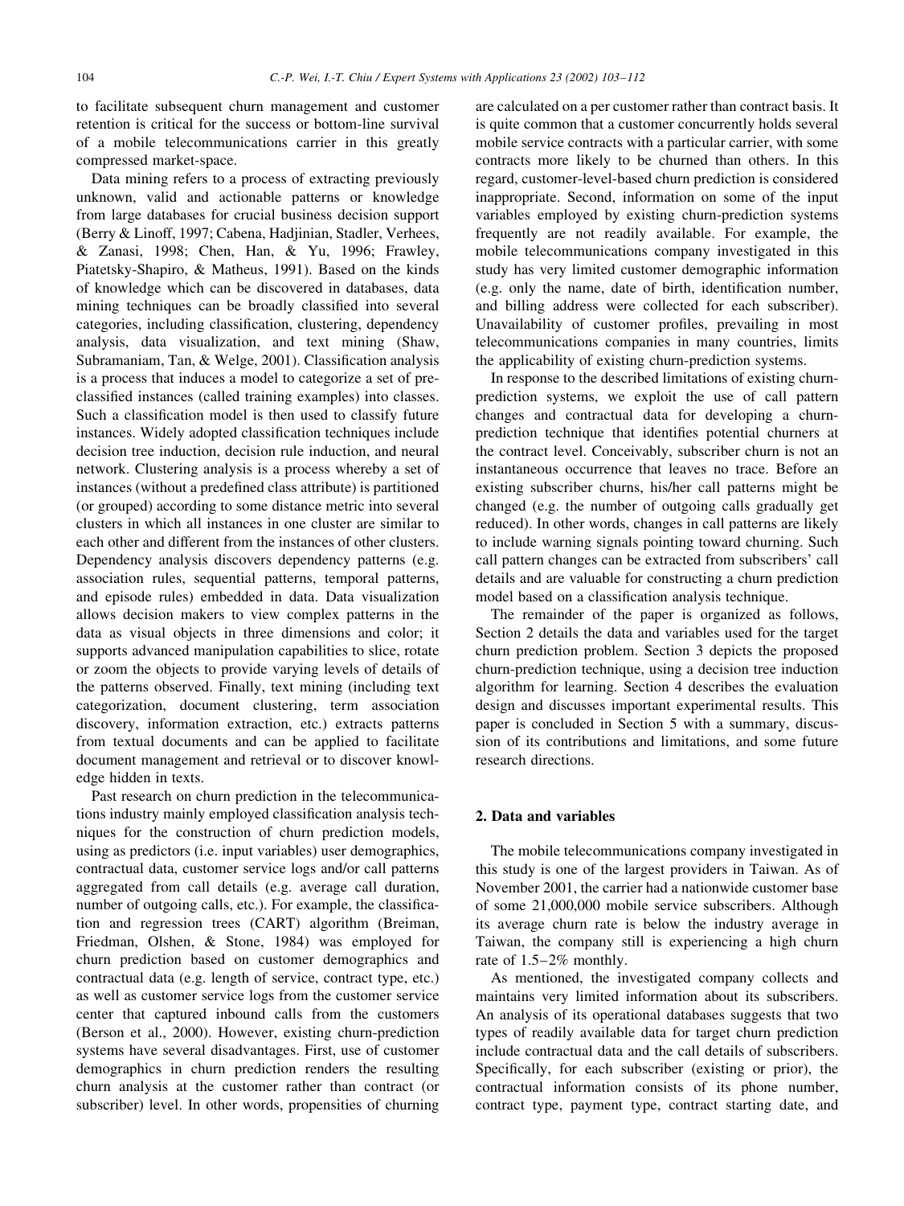to facilitate subsequent churn management and customer retention is critical for the success or bottom-line survival of a mobile telecommunications carrier in this greatly compressed market-space.

Data mining refers to a process of extracting previously unknown, valid and actionable patterns or knowledge from large databases for crucial business decision support (Berry & Linoff, 1997; Cabena, Hadjinian, Stadler, Verhees, & Zanasi, 1998; Chen, Han, & Yu, 1996; Frawley, Piatetsky-Shapiro, & Matheus, 1991). Based on the kinds of knowledge which can be discovered in databases, data mining techniques can be broadly classified into several categories, including classification, clustering, dependency analysis, data visualization, and text mining (Shaw, Subramaniam, Tan, & Welge, 2001). Classification analysis is a process that induces a model to categorize a set of pre-classified instances (called training examples) into classes. Such a classification model is then used to classify future instances. Widely adopted classification techniques include decision tree induction, decision rule induction, and neural network. Clustering analysis is a process whereby a set of instances (without a predefined class attribute) is partitioned (or grouped) according to some distance metric into several clusters in which all instances in one cluster are similar to each other and different from the instances of other clusters. Dependency analysis discovers dependency patterns (e.g. association rules, sequential patterns, temporal patterns, and episode rules) embedded in data. Data visualization allows decision makers to view complex patterns in the data as visual objects in three dimensions and color; it supports advanced manipulation capabilities to slice, rotate or zoom the objects to provide varying levels of details of the patterns observed. Finally, text mining (including text categorization, document clustering, term association discovery, information extraction, etc.) extracts patterns from textual documents and can be applied to facilitate document management and retrieval or to discover knowledge hidden in texts.

Past research on churn prediction in the telecommunications industry mainly employed classification analysis techniques for the construction of churn prediction models, using as predictors (i.e. input variables) user demographics, contractual data, customer service logs and/or call patterns aggregated from call details (e.g. average call duration, number of outgoing calls, etc.). For example, the classification and regression trees (CART) algorithm (Breiman, Friedman, Olshen, & Stone, 1984) was employed for churn prediction based on customer demographics and contractual data (e.g. length of service, contract type, etc.) as well as customer service logs from the customer service center that captured inbound calls from the customers (Berson et al., 2000). However, existing churn-prediction systems have several disadvantages. First, use of customer demographics in churn prediction renders the resulting churn analysis at the customer rather than contract (or subscriber) level. In other words, propensities of churning are calculated on a per customer rather than contract basis. It is quite common that a customer concurrently holds several mobile service contracts with a particular carrier, with some contracts more likely to be churned than others. In this regard, customer-level-based churn prediction is considered inappropriate. Second, information on some of the input variables employed by existing churn-prediction systems frequently are not readily available. For example, the mobile telecommunications company investigated in this study has very limited customer demographic information (e.g. only the name, date of birth, identification number, and billing address were collected for each subscriber). Unavailability of customer profiles, prevailing in most telecommunications companies in many countries, limits the applicability of existing churn-prediction systems.

In response to the described limitations of existing churn-prediction systems, we exploit the use of call pattern changes and contractual data for developing a churn-prediction technique that identifies potential churners at the contract level. Conceivably, subscriber churn is not an instantaneous occurrence that leaves no trace. Before an existing subscriber churns, his/her call patterns might be changed (e.g. the number of outgoing calls gradually get reduced). In other words, changes in call patterns are likely to include warning signals pointing toward churning. Such call pattern changes can be extracted from subscribers' call details and are valuable for constructing a churn prediction model based on a classification analysis technique.

The remainder of the paper is organized as follows, Section 2 details the data and variables used for the target churn prediction problem. Section 3 depicts the proposed churn-prediction technique, using a decision tree induction algorithm for learning. Section 4 describes the evaluation design and discusses important experimental results. This paper is concluded in Section 5 with a summary, discussion of its contributions and limitations, and some future research directions.

## 2. Data and variables

The mobile telecommunications company investigated in this study is one of the largest providers in Taiwan. As of November 2001, the carrier had a nationwide customer base of some 21,000,000 mobile service subscribers. Although its average churn rate is below the industry average in Taiwan, the company still is experiencing a high churn rate of 1.5–2% monthly.

As mentioned, the investigated company collects and maintains very limited information about its subscribers. An analysis of its operational databases suggests that two types of readily available data for target churn prediction include contractual data and the call details of subscribers. Specifically, for each subscriber (existing or prior), the contractual information consists of its phone number, contract type, payment type, contract starting date, and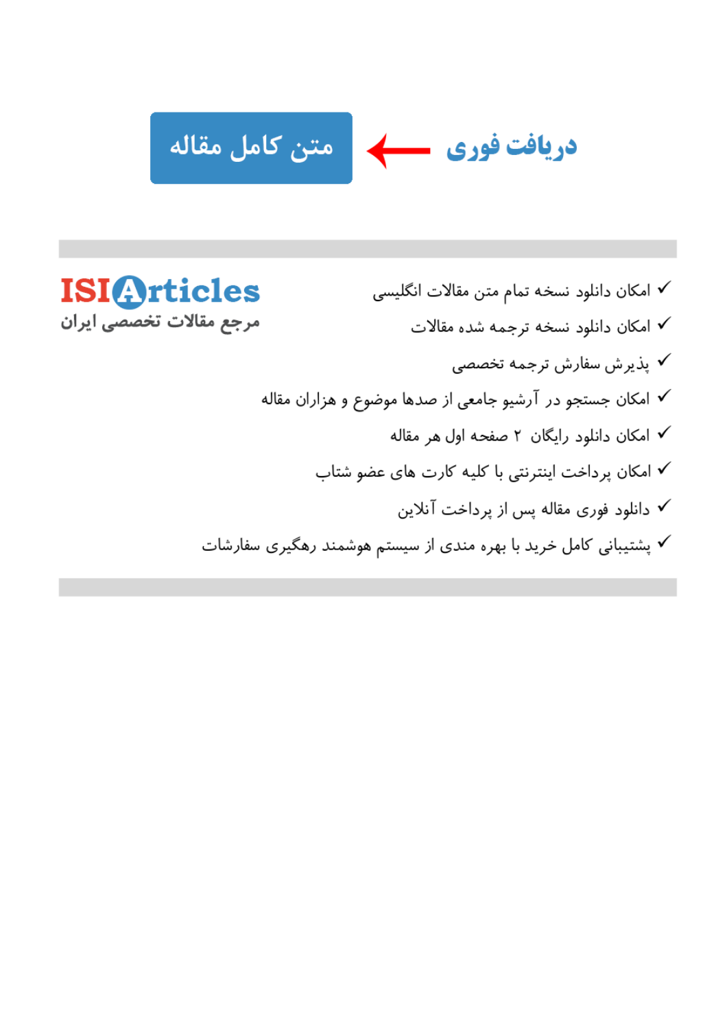دریافت فوری ← متن کامل مقاله

**ISIArticles**
مرجع مقالات تخصصی ایران

- ✓ امکان دانلود نسخه تمام متن مقالات انگلیسی
- ✓ امکان دانلود نسخه ترجمه شده مقالات
- ✓ پذیرش سفارش ترجمه تخصصی
- ✓ امکان جستجو در آرشیو جامعی از صدها موضوع و هزاران مقاله
- ✓ امکان دانلود رایگان ۲ صفحه اول هر مقاله
- ✓ امکان پرداخت اینترنتی با کلیه کارت های عضو شتاب
- ✓ دانلود فوری مقاله پس از پرداخت آنلاین
- ✓ پشتیبانی کامل خرید با بهره مندی از سیستم هوشمند رهگیری سفارشات